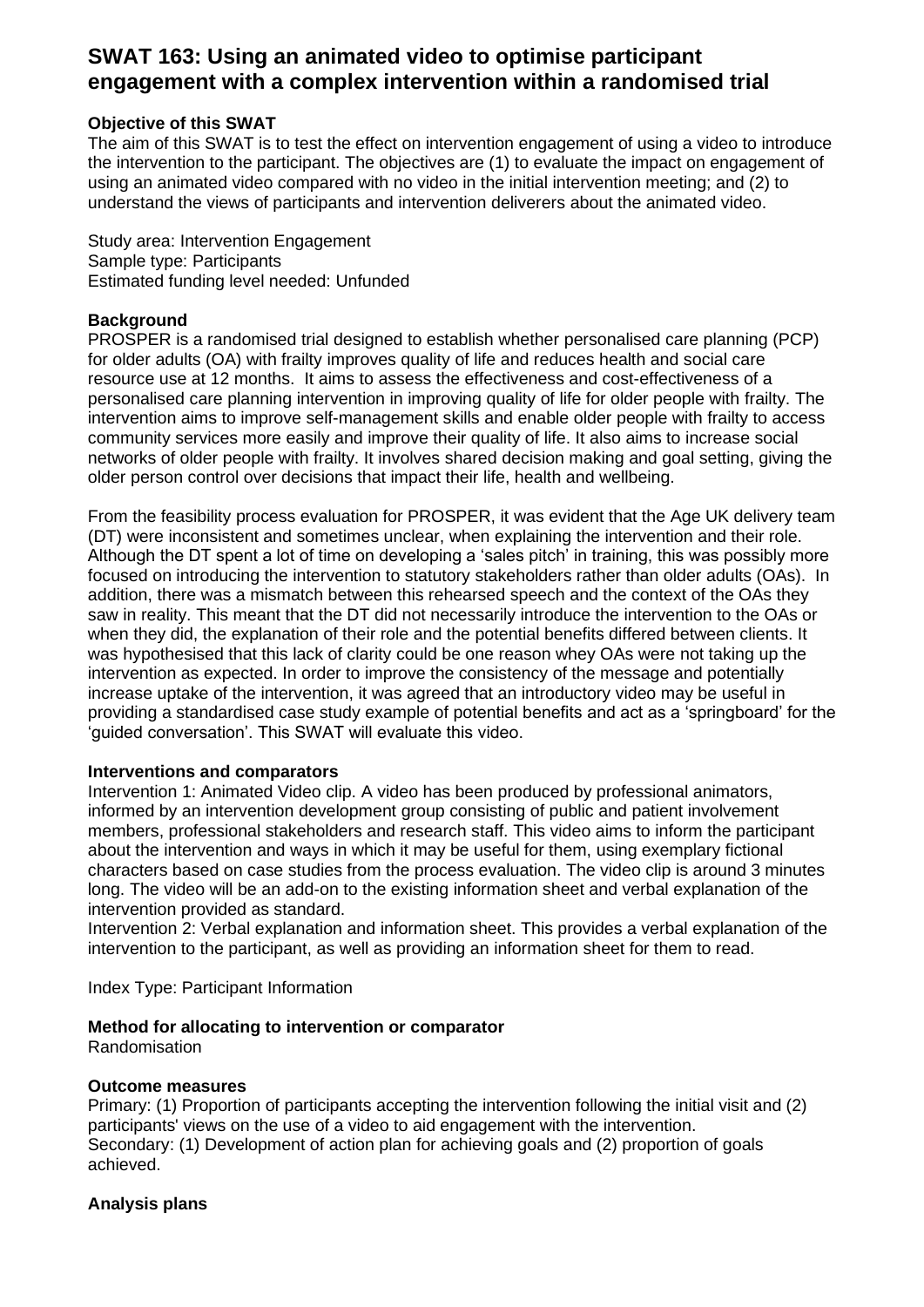# SWAT 163: Using an animated video to optimise participant engagement with a complex intervention within a randomised trial

**Objective of this SWAT**

The aim of this SWAT is to test the effect on intervention engagement of using a video to introduce the intervention to the participant. The objectives are (1) to evaluate the impact on engagement of using an animated video compared with no video in the initial intervention meeting; and (2) to understand the views of participants and intervention deliverers about the animated video.

Study area: Intervention Engagement
Sample type: Participants
Estimated funding level needed: Unfunded

**Background**

PROSPER is a randomised trial designed to establish whether personalised care planning (PCP) for older adults (OA) with frailty improves quality of life and reduces health and social care resource use at 12 months. It aims to assess the effectiveness and cost-effectiveness of a personalised care planning intervention in improving quality of life for older people with frailty. The intervention aims to improve self-management skills and enable older people with frailty to access community services more easily and improve their quality of life. It also aims to increase social networks of older people with frailty. It involves shared decision making and goal setting, giving the older person control over decisions that impact their life, health and wellbeing.

From the feasibility process evaluation for PROSPER, it was evident that the Age UK delivery team (DT) were inconsistent and sometimes unclear, when explaining the intervention and their role. Although the DT spent a lot of time on developing a 'sales pitch' in training, this was possibly more focused on introducing the intervention to statutory stakeholders rather than older adults (OAs). In addition, there was a mismatch between this rehearsed speech and the context of the OAs they saw in reality. This meant that the DT did not necessarily introduce the intervention to the OAs or when they did, the explanation of their role and the potential benefits differed between clients. It was hypothesised that this lack of clarity could be one reason whey OAs were not taking up the intervention as expected. In order to improve the consistency of the message and potentially increase uptake of the intervention, it was agreed that an introductory video may be useful in providing a standardised case study example of potential benefits and act as a 'springboard' for the 'guided conversation'. This SWAT will evaluate this video.

**Interventions and comparators**

Intervention 1: Animated Video clip. A video has been produced by professional animators, informed by an intervention development group consisting of public and patient involvement members, professional stakeholders and research staff. This video aims to inform the participant about the intervention and ways in which it may be useful for them, using exemplary fictional characters based on case studies from the process evaluation. The video clip is around 3 minutes long. The video will be an add-on to the existing information sheet and verbal explanation of the intervention provided as standard.

Intervention 2: Verbal explanation and information sheet. This provides a verbal explanation of the intervention to the participant, as well as providing an information sheet for them to read.

Index Type: Participant Information

**Method for allocating to intervention or comparator**

Randomisation

**Outcome measures**

Primary: (1) Proportion of participants accepting the intervention following the initial visit and (2) participants' views on the use of a video to aid engagement with the intervention.
Secondary: (1) Development of action plan for achieving goals and (2) proportion of goals achieved.

**Analysis plans**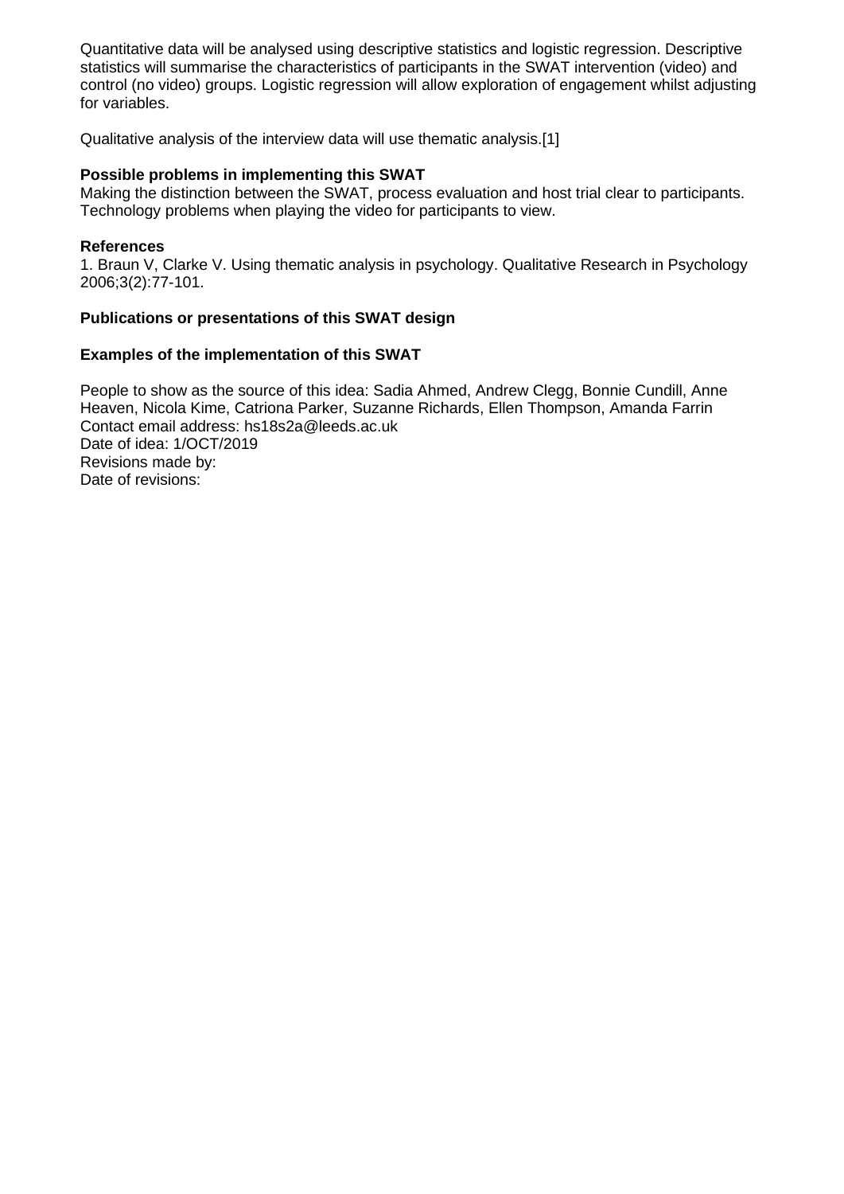Quantitative data will be analysed using descriptive statistics and logistic regression. Descriptive statistics will summarise the characteristics of participants in the SWAT intervention (video) and control (no video) groups. Logistic regression will allow exploration of engagement whilst adjusting for variables.

Qualitative analysis of the interview data will use thematic analysis.[1]

**Possible problems in implementing this SWAT**
Making the distinction between the SWAT, process evaluation and host trial clear to participants. Technology problems when playing the video for participants to view.

**References**
1. Braun V, Clarke V. Using thematic analysis in psychology. Qualitative Research in Psychology 2006;3(2):77-101.

**Publications or presentations of this SWAT design**

**Examples of the implementation of this SWAT**

People to show as the source of this idea: Sadia Ahmed, Andrew Clegg, Bonnie Cundill, Anne Heaven, Nicola Kime, Catriona Parker, Suzanne Richards, Ellen Thompson, Amanda Farrin
Contact email address: hs18s2a@leeds.ac.uk
Date of idea: 1/OCT/2019
Revisions made by:
Date of revisions: